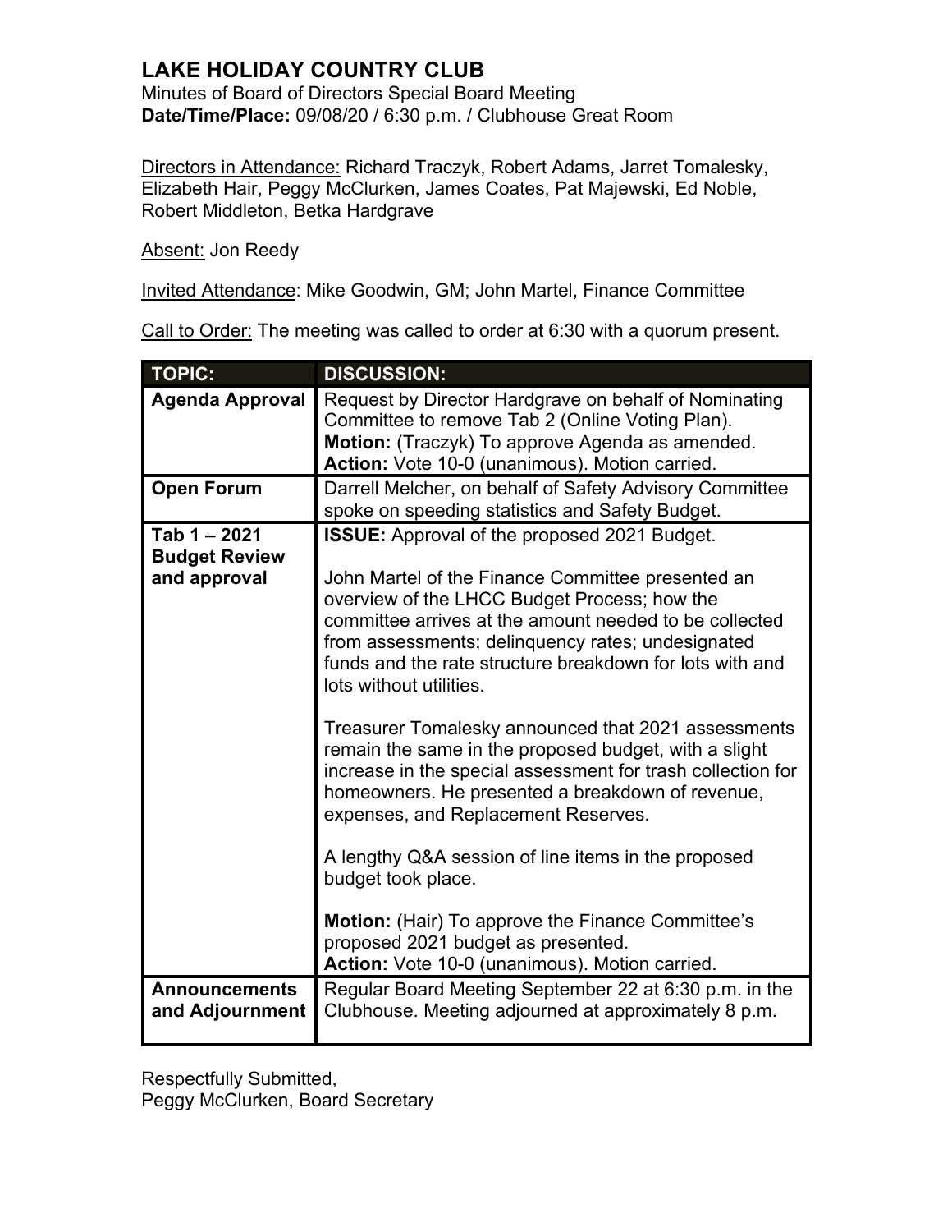# LAKE HOLIDAY COUNTRY CLUB

Minutes of Board of Directors Special Board Meeting
**Date/Time/Place:** 09/08/20 / 6:30 p.m. / Clubhouse Great Room

Directors in Attendance: Richard Traczyk, Robert Adams, Jarret Tomalesky, Elizabeth Hair, Peggy McClurken, James Coates, Pat Majewski, Ed Noble, Robert Middleton, Betka Hardgrave

Absent: Jon Reedy

Invited Attendance: Mike Goodwin, GM; John Martel, Finance Committee

Call to Order: The meeting was called to order at 6:30 with a quorum present.

| TOPIC: | DISCUSSION: |
|---|---|
| **Agenda Approval** | Request by Director Hardgrave on behalf of Nominating Committee to remove Tab 2 (Online Voting Plan).<br>**Motion:** (Traczyk) To approve Agenda as amended.<br>**Action:** Vote 10-0 (unanimous). Motion carried. |
| **Open Forum** | Darrell Melcher, on behalf of Safety Advisory Committee spoke on speeding statistics and Safety Budget. |
| **Tab 1 – 2021 Budget Review and approval** | **ISSUE:** Approval of the proposed 2021 Budget.<br><br>John Martel of the Finance Committee presented an overview of the LHCC Budget Process; how the committee arrives at the amount needed to be collected from assessments; delinquency rates; undesignated funds and the rate structure breakdown for lots with and lots without utilities.<br><br>Treasurer Tomalesky announced that 2021 assessments remain the same in the proposed budget, with a slight increase in the special assessment for trash collection for homeowners. He presented a breakdown of revenue, expenses, and Replacement Reserves.<br><br>A lengthy Q&A session of line items in the proposed budget took place.<br><br>**Motion:** (Hair) To approve the Finance Committee's proposed 2021 budget as presented.<br>**Action:** Vote 10-0 (unanimous). Motion carried. |
| **Announcements and Adjournment** | Regular Board Meeting September 22 at 6:30 p.m. in the Clubhouse. Meeting adjourned at approximately 8 p.m. |

Respectfully Submitted,
Peggy McClurken, Board Secretary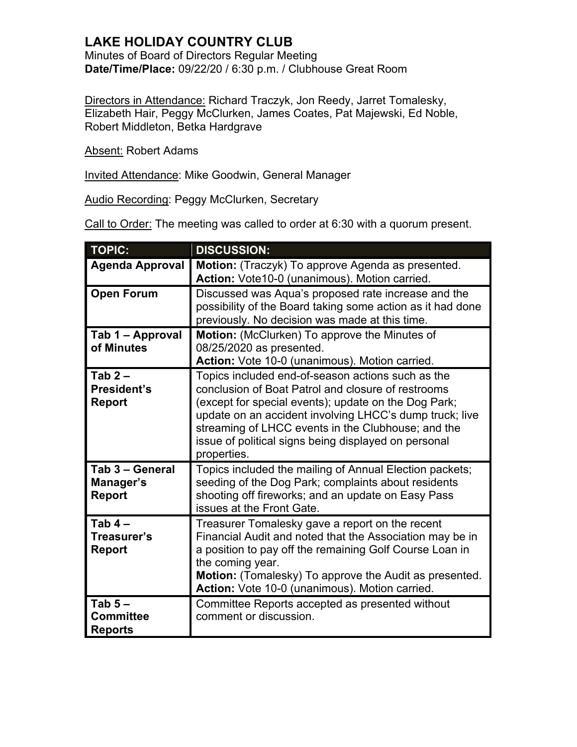# LAKE HOLIDAY COUNTRY CLUB

Minutes of Board of Directors Regular Meeting
**Date/Time/Place:** 09/22/20 / 6:30 p.m. / Clubhouse Great Room

Directors in Attendance: Richard Traczyk, Jon Reedy, Jarret Tomalesky, Elizabeth Hair, Peggy McClurken, James Coates, Pat Majewski, Ed Noble, Robert Middleton, Betka Hardgrave

Absent: Robert Adams

Invited Attendance: Mike Goodwin, General Manager

Audio Recording: Peggy McClurken, Secretary

Call to Order: The meeting was called to order at 6:30 with a quorum present.

| TOPIC: | DISCUSSION: |
|---|---|
| **Agenda Approval** | **Motion:** (Traczyk) To approve Agenda as presented. **Action:** Vote10-0 (unanimous). Motion carried. |
| **Open Forum** | Discussed was Aqua's proposed rate increase and the possibility of the Board taking some action as it had done previously. No decision was made at this time. |
| **Tab 1 – Approval of Minutes** | **Motion:** (McClurken) To approve the Minutes of 08/25/2020 as presented. **Action:** Vote 10-0 (unanimous). Motion carried. |
| **Tab 2 – President's Report** | Topics included end-of-season actions such as the conclusion of Boat Patrol and closure of restrooms (except for special events); update on the Dog Park; update on an accident involving LHCC's dump truck; live streaming of LHCC events in the Clubhouse; and the issue of political signs being displayed on personal properties. |
| **Tab 3 – General Manager's Report** | Topics included the mailing of Annual Election packets; seeding of the Dog Park; complaints about residents shooting off fireworks; and an update on Easy Pass issues at the Front Gate. |
| **Tab 4 – Treasurer's Report** | Treasurer Tomalesky gave a report on the recent Financial Audit and noted that the Association may be in a position to pay off the remaining Golf Course Loan in the coming year. **Motion:** (Tomalesky) To approve the Audit as presented. **Action:** Vote 10-0 (unanimous). Motion carried. |
| **Tab 5 – Committee Reports** | Committee Reports accepted as presented without comment or discussion. |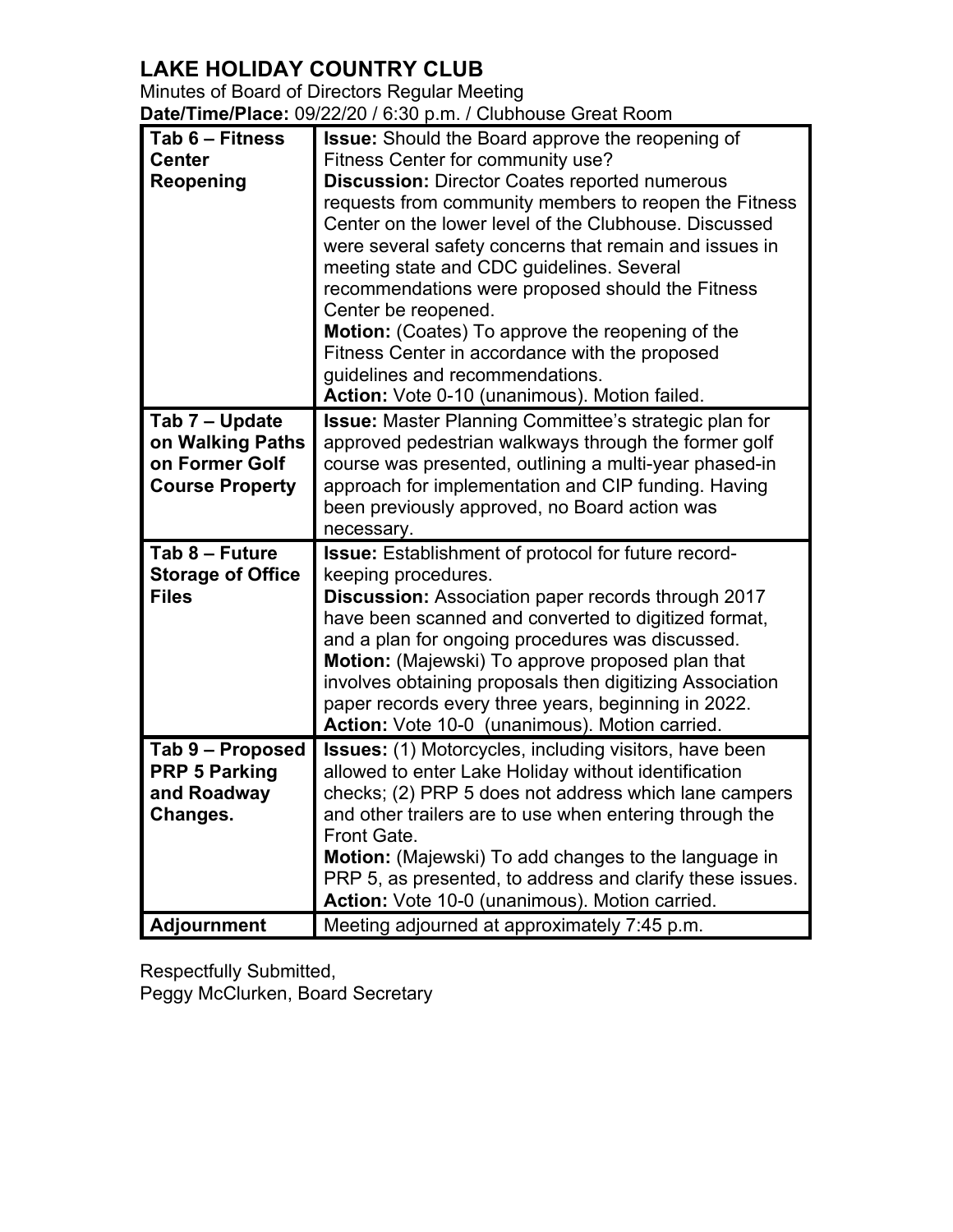# LAKE HOLIDAY COUNTRY CLUB

Minutes of Board of Directors Regular Meeting

**Date/Time/Place:** 09/22/20 / 6:30 p.m. / Clubhouse Great Room

| | |
|---|---|
| **Tab 6 – Fitness Center Reopening** | **Issue:** Should the Board approve the reopening of Fitness Center for community use? **Discussion:** Director Coates reported numerous requests from community members to reopen the Fitness Center on the lower level of the Clubhouse. Discussed were several safety concerns that remain and issues in meeting state and CDC guidelines. Several recommendations were proposed should the Fitness Center be reopened. **Motion:** (Coates) To approve the reopening of the Fitness Center in accordance with the proposed guidelines and recommendations. **Action:** Vote 0-10 (unanimous). Motion failed. |
| **Tab 7 – Update on Walking Paths on Former Golf Course Property** | **Issue:** Master Planning Committee's strategic plan for approved pedestrian walkways through the former golf course was presented, outlining a multi-year phased-in approach for implementation and CIP funding. Having been previously approved, no Board action was necessary. |
| **Tab 8 – Future Storage of Office Files** | **Issue:** Establishment of protocol for future record-keeping procedures. **Discussion:** Association paper records through 2017 have been scanned and converted to digitized format, and a plan for ongoing procedures was discussed. **Motion:** (Majewski) To approve proposed plan that involves obtaining proposals then digitizing Association paper records every three years, beginning in 2022. **Action:** Vote 10-0 (unanimous). Motion carried. |
| **Tab 9 – Proposed PRP 5 Parking and Roadway Changes.** | **Issues:** (1) Motorcycles, including visitors, have been allowed to enter Lake Holiday without identification checks; (2) PRP 5 does not address which lane campers and other trailers are to use when entering through the Front Gate. **Motion:** (Majewski) To add changes to the language in PRP 5, as presented, to address and clarify these issues. **Action:** Vote 10-0 (unanimous). Motion carried. |
| **Adjournment** | Meeting adjourned at approximately 7:45 p.m. |

Respectfully Submitted,
Peggy McClurken, Board Secretary